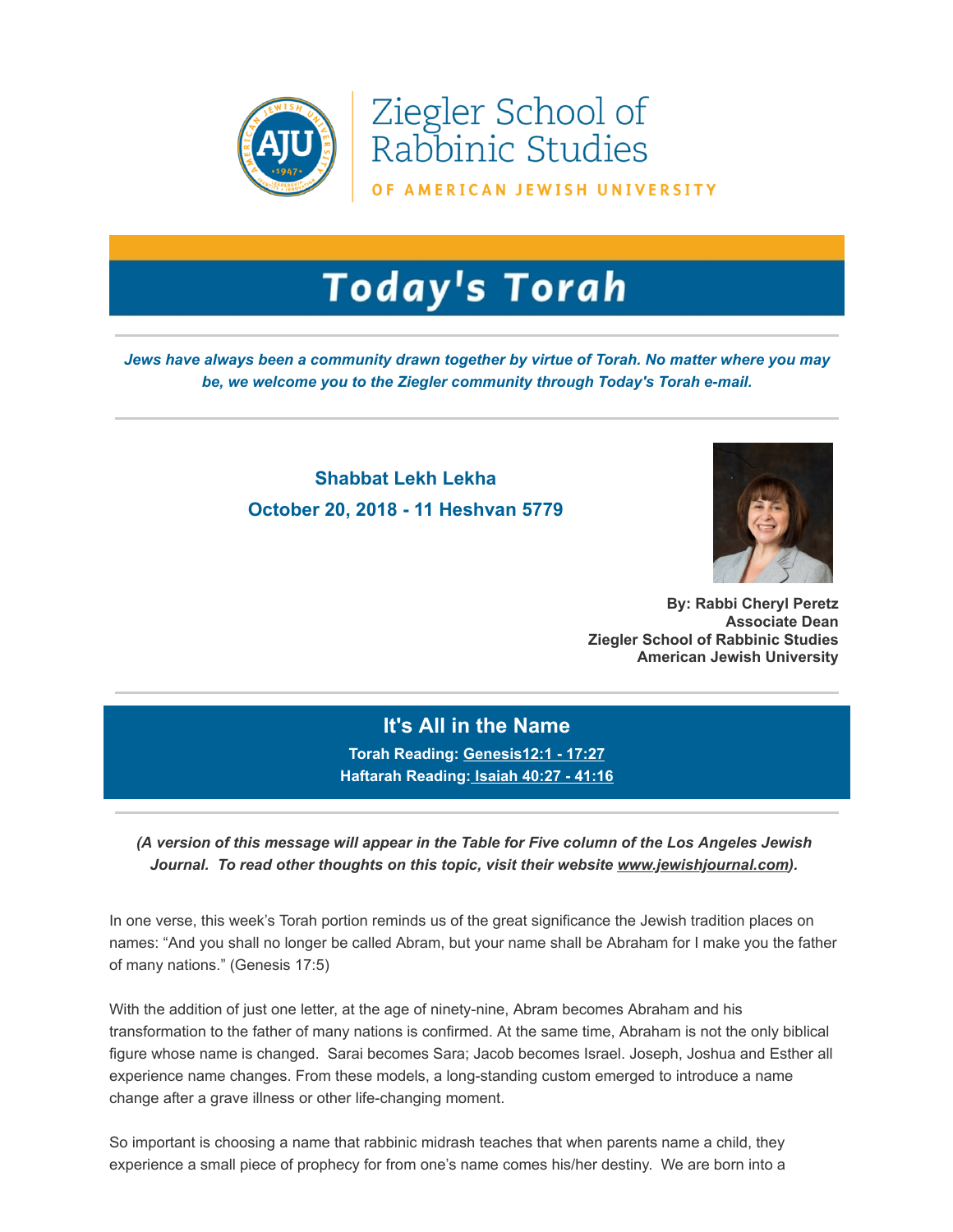Ziegler School of Rabbinic Studies

OF AMERICAN JEWISH UNIVERSITY

# Today's Torah

***Jews have always been a community drawn together by virtue of Torah. No matter where you may be, we welcome you to the Ziegler community through Today's Torah e-mail.***

**Shabbat Lekh Lekha**
**October 20, 2018 - 11 Heshvan 5779**

**By: Rabbi Cheryl Peretz**
**Associate Dean**
**Ziegler School of Rabbinic Studies**
**American Jewish University**

## It's All in the Name

**Torah Reading: Genesis12:1 - 17:27**
**Haftarah Reading: Isaiah 40:27 - 41:16**

***(A version of this message will appear in the Table for Five column of the Los Angeles Jewish Journal. To read other thoughts on this topic, visit their website www.jewishjournal.com).***

In one verse, this week's Torah portion reminds us of the great significance the Jewish tradition places on names: "And you shall no longer be called Abram, but your name shall be Abraham for I make you the father of many nations." (Genesis 17:5)

With the addition of just one letter, at the age of ninety-nine, Abram becomes Abraham and his transformation to the father of many nations is confirmed. At the same time, Abraham is not the only biblical figure whose name is changed. Sarai becomes Sara; Jacob becomes Israel. Joseph, Joshua and Esther all experience name changes. From these models, a long-standing custom emerged to introduce a name change after a grave illness or other life-changing moment.

So important is choosing a name that rabbinic midrash teaches that when parents name a child, they experience a small piece of prophecy for from one's name comes his/her destiny. We are born into a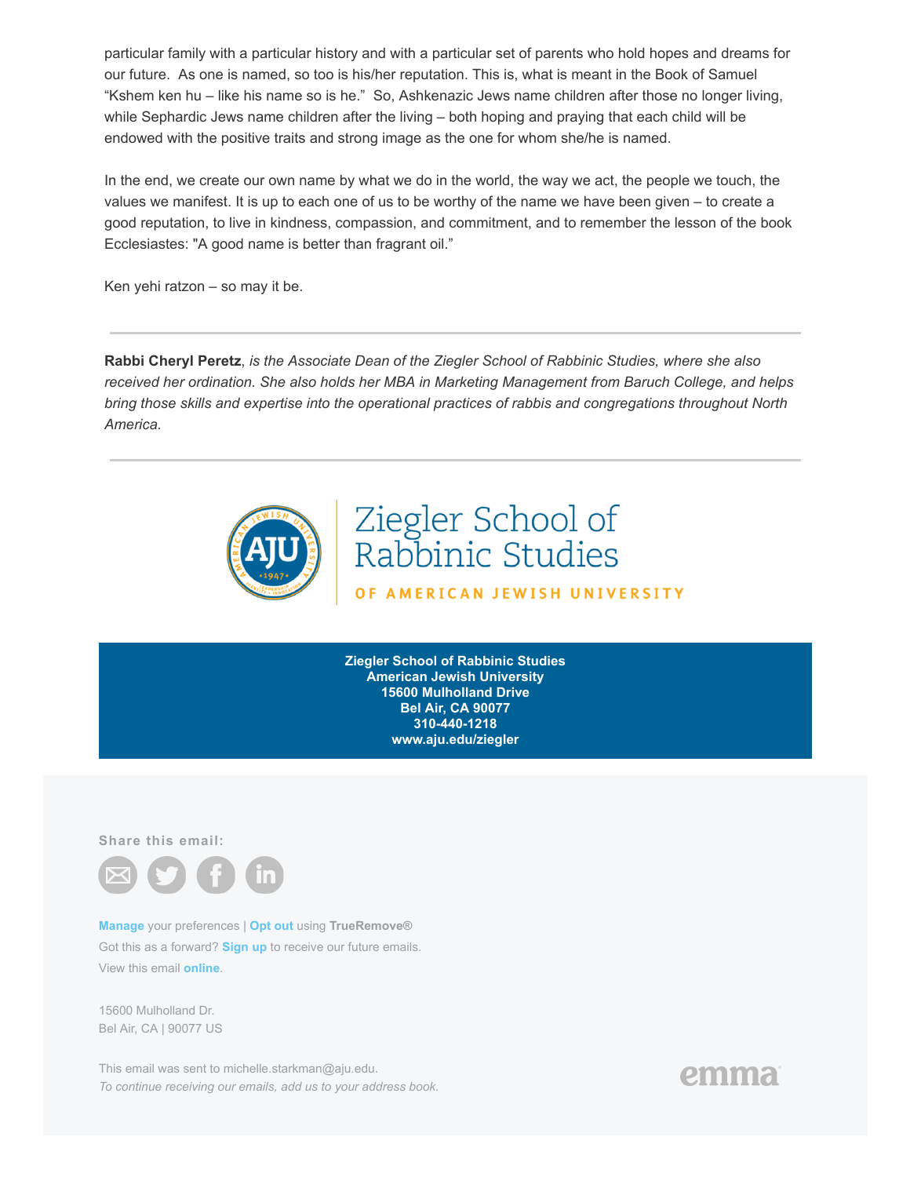particular family with a particular history and with a particular set of parents who hold hopes and dreams for our future. As one is named, so too is his/her reputation. This is, what is meant in the Book of Samuel "Kshem ken hu – like his name so is he." So, Ashkenazic Jews name children after those no longer living, while Sephardic Jews name children after the living – both hoping and praying that each child will be endowed with the positive traits and strong image as the one for whom she/he is named.

In the end, we create our own name by what we do in the world, the way we act, the people we touch, the values we manifest. It is up to each one of us to be worthy of the name we have been given – to create a good reputation, to live in kindness, compassion, and commitment, and to remember the lesson of the book Ecclesiastes: "A good name is better than fragrant oil."

Ken yehi ratzon – so may it be.

---

**Rabbi Cheryl Peretz**, *is the Associate Dean of the Ziegler School of Rabbinic Studies, where she also received her ordination. She also holds her MBA in Marketing Management from Baruch College, and helps bring those skills and expertise into the operational practices of rabbis and congregations throughout North America.*

---

AJU
AMERICAN JEWISH UNIVERSITY
•1947•

Ziegler School of Rabbinic Studies

OF AMERICAN JEWISH UNIVERSITY

**Ziegler School of Rabbinic Studies**
**American Jewish University**
**15600 Mulholland Drive**
**Bel Air, CA 90077**
**310-440-1218**
**www.aju.edu/ziegler**

**Share this email:**

**Manage** your preferences | **Opt out** using **TrueRemove®**
Got this as a forward? **Sign up** to receive our future emails.
View this email **online**.

15600 Mulholland Dr.
Bel Air, CA | 90077 US

This email was sent to michelle.starkman@aju.edu.
*To continue receiving our emails, add us to your address book.*

emma